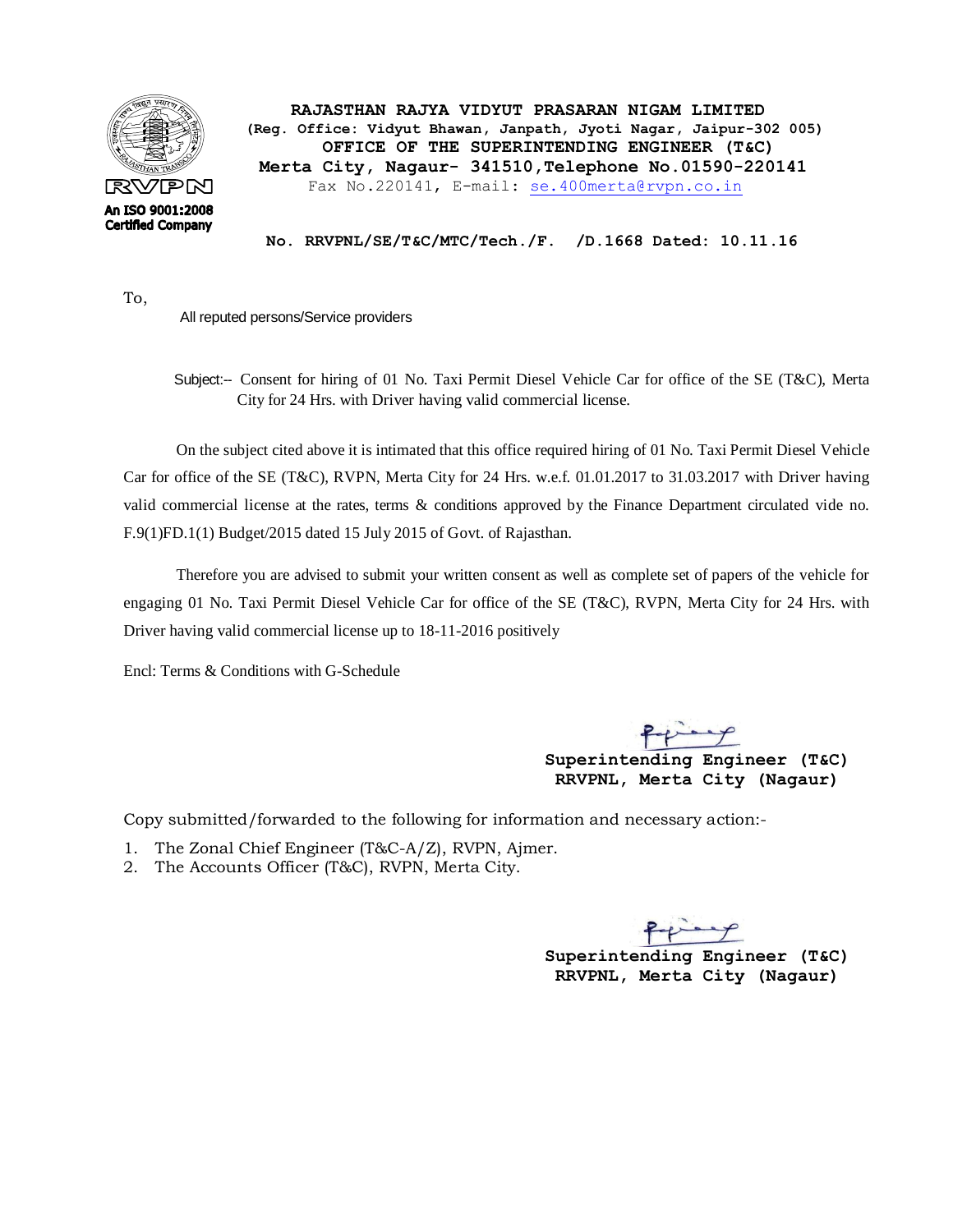RVPN

An ISO 9001:2008 Certified Company

**RAJASTHAN RAJYA VIDYUT PRASARAN NIGAM LIMITED**

**(Reg. Office: Vidyut Bhawan, Janpath, Jyoti Nagar, Jaipur-302 005)**

**OFFICE OF THE SUPERINTENDING ENGINEER (T&C)**

**Merta City, Nagaur- 341510,Telephone No.01590-220141**

Fax No.220141, E-mail: se.400merta@rvpn.co.in

**No. RRVPNL/SE/T&C/MTC/Tech./F. /D.1668 Dated: 10.11.16**

To,

All reputed persons/Service providers

Subject:-- Consent for hiring of 01 No. Taxi Permit Diesel Vehicle Car for office of the SE (T&C), Merta City for 24 Hrs. with Driver having valid commercial license.

On the subject cited above it is intimated that this office required hiring of 01 No. Taxi Permit Diesel Vehicle Car for office of the SE (T&C), RVPN, Merta City for 24 Hrs. w.e.f. 01.01.2017 to 31.03.2017 with Driver having valid commercial license at the rates, terms & conditions approved by the Finance Department circulated vide no. F.9(1)FD.1(1) Budget/2015 dated 15 July 2015 of Govt. of Rajasthan.

Therefore you are advised to submit your written consent as well as complete set of papers of the vehicle for engaging 01 No. Taxi Permit Diesel Vehicle Car for office of the SE (T&C), RVPN, Merta City for 24 Hrs. with Driver having valid commercial license up to 18-11-2016 positively

Encl: Terms & Conditions with G-Schedule

**Superintending Engineer (T&C)**
**RRVPNL, Merta City (Nagaur)**

Copy submitted/forwarded to the following for information and necessary action:-

1. The Zonal Chief Engineer (T&C-A/Z), RVPN, Ajmer.
2. The Accounts Officer (T&C), RVPN, Merta City.

**Superintending Engineer (T&C)**
**RRVPNL, Merta City (Nagaur)**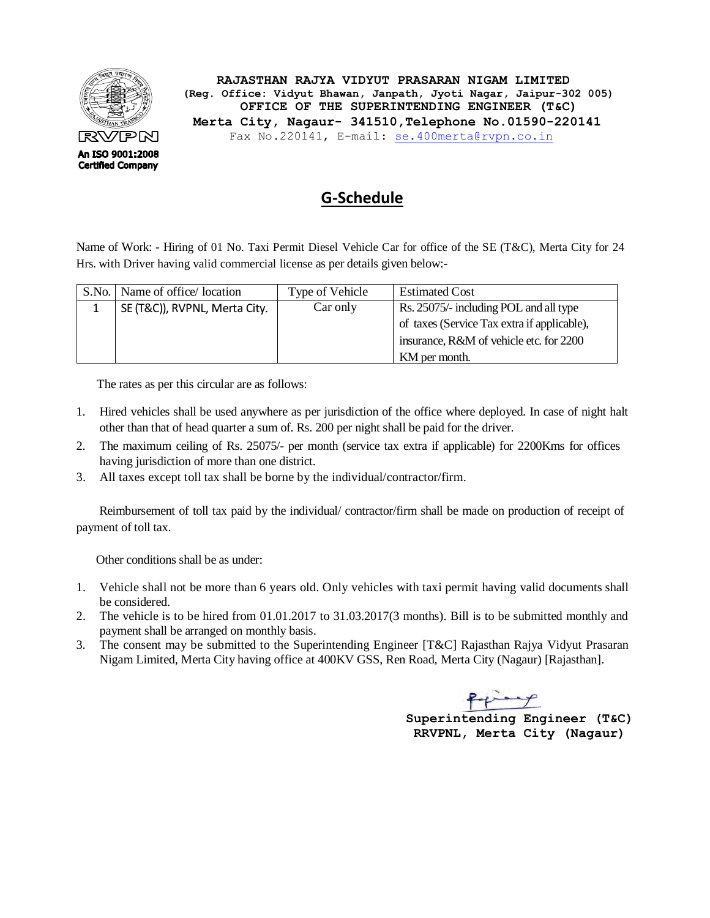RRVPN

An ISO 9001:2008 Certified Company

**RAJASTHAN RAJYA VIDYUT PRASARAN NIGAM LIMITED**
**(Reg. Office: Vidyut Bhawan, Janpath, Jyoti Nagar, Jaipur-302 005)**
**OFFICE OF THE SUPERINTENDING ENGINEER (T&C)**
**Merta City, Nagaur- 341510,Telephone No.01590-220141**
Fax No.220141, E-mail: se.400merta@rvpn.co.in

# G-Schedule

Name of Work: - Hiring of 01 No. Taxi Permit Diesel Vehicle Car for office of the SE (T&C), Merta City for 24 Hrs. with Driver having valid commercial license as per details given below:-

| S.No. | Name of office/ location | Type of Vehicle | Estimated Cost |
|---|---|---|---|
| 1 | SE (T&C)), RVPNL, Merta City. | Car only | Rs. 25075/- including POL and all type of taxes (Service Tax extra if applicable), insurance, R&M of vehicle etc. for 2200 KM per month. |

The rates as per this circular are as follows:

1. Hired vehicles shall be used anywhere as per jurisdiction of the office where deployed. In case of night halt other than that of head quarter a sum of. Rs. 200 per night shall be paid for the driver.
2. The maximum ceiling of Rs. 25075/- per month (service tax extra if applicable) for 2200Kms for offices having jurisdiction of more than one district.
3. All taxes except toll tax shall be borne by the individual/contractor/firm.

Reimbursement of toll tax paid by the individual/ contractor/firm shall be made on production of receipt of payment of toll tax.

Other conditions shall be as under:

1. Vehicle shall not be more than 6 years old. Only vehicles with taxi permit having valid documents shall be considered.
2. The vehicle is to be hired from 01.01.2017 to 31.03.2017(3 months). Bill is to be submitted monthly and payment shall be arranged on monthly basis.
3. The consent may be submitted to the Superintending Engineer [T&C] Rajasthan Rajya Vidyut Prasaran Nigam Limited, Merta City having office at 400KV GSS, Ren Road, Merta City (Nagaur) [Rajasthan].

**Superintending Engineer (T&C)**
**RRVPNL, Merta City (Nagaur)**